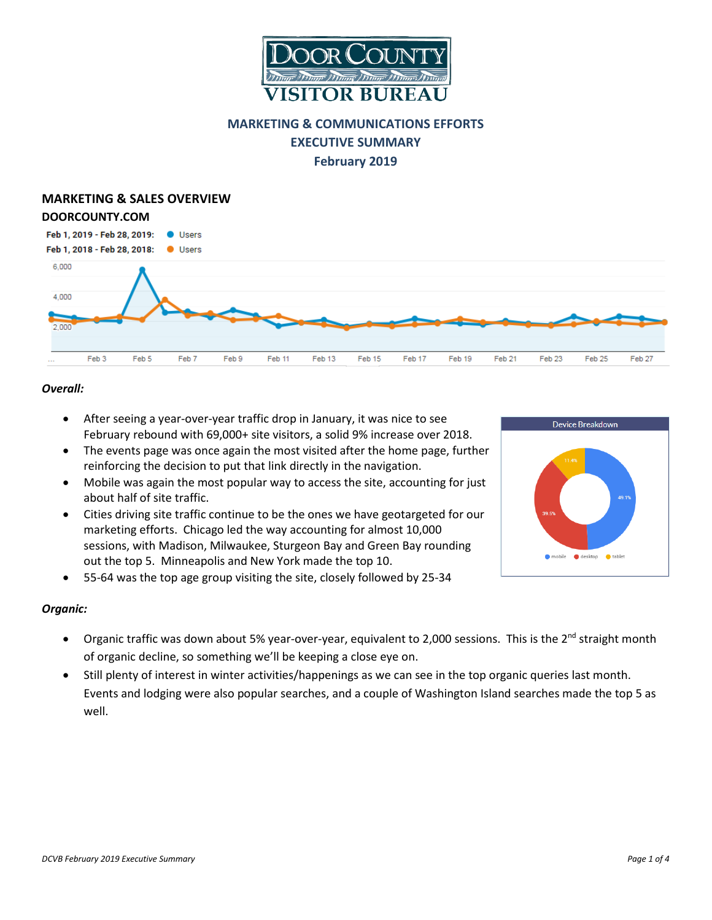# DOOR COUNTY VISITOR BUREAU

## MARKETING & COMMUNICATIONS EFFORTS
## EXECUTIVE SUMMARY
## February 2019

## MARKETING & SALES OVERVIEW

### DOORCOUNTY.COM

***Overall:***

- After seeing a year-over-year traffic drop in January, it was nice to see February rebound with 69,000+ site visitors, a solid 9% increase over 2018.
- The events page was once again the most visited after the home page, further reinforcing the decision to put that link directly in the navigation.
- Mobile was again the most popular way to access the site, accounting for just about half of site traffic.
- Cities driving site traffic continue to be the ones we have geotargeted for our marketing efforts. Chicago led the way accounting for almost 10,000 sessions, with Madison, Milwaukee, Sturgeon Bay and Green Bay rounding out the top 5. Minneapolis and New York made the top 10.
- 55-64 was the top age group visiting the site, closely followed by 25-34

***Organic:***

- Organic traffic was down about 5% year-over-year, equivalent to 2,000 sessions. This is the 2nd straight month of organic decline, so something we'll be keeping a close eye on.
- Still plenty of interest in winter activities/happenings as we can see in the top organic queries last month. Events and lodging were also popular searches, and a couple of Washington Island searches made the top 5 as well.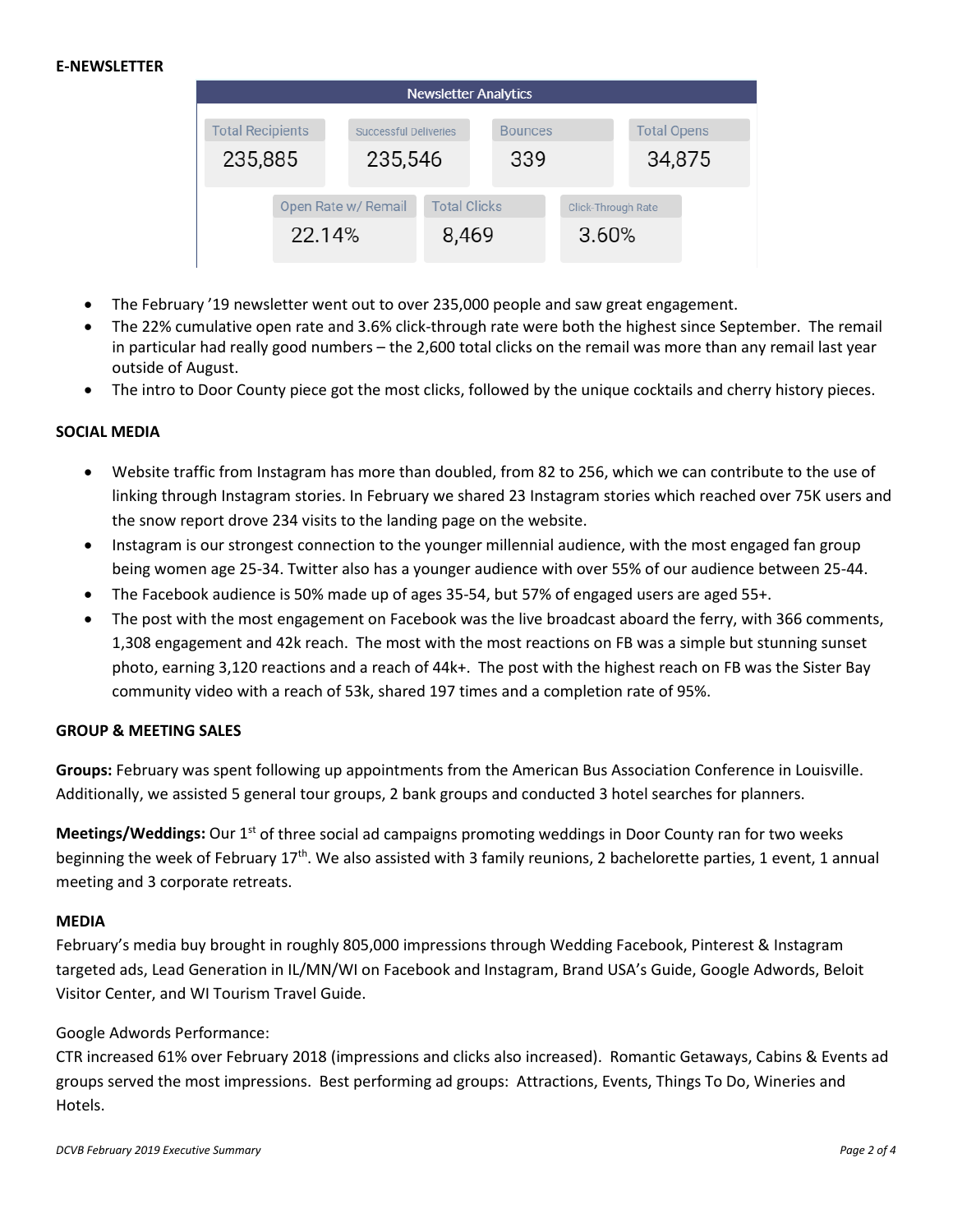**E-NEWSLETTER**

| Newsletter Analytics | | | |
|---|---|---|---|
| Total Recipients | Successful Deliveries | Bounces | Total Opens |
| 235,885 | 235,546 | 339 | 34,875 |
| Open Rate w/ Remail | Total Clicks | Click-Through Rate | |
| 22.14% | 8,469 | 3.60% | |

- The February '19 newsletter went out to over 235,000 people and saw great engagement.
- The 22% cumulative open rate and 3.6% click-through rate were both the highest since September. The remail in particular had really good numbers – the 2,600 total clicks on the remail was more than any remail last year outside of August.
- The intro to Door County piece got the most clicks, followed by the unique cocktails and cherry history pieces.

**SOCIAL MEDIA**

- Website traffic from Instagram has more than doubled, from 82 to 256, which we can contribute to the use of linking through Instagram stories. In February we shared 23 Instagram stories which reached over 75K users and the snow report drove 234 visits to the landing page on the website.
- Instagram is our strongest connection to the younger millennial audience, with the most engaged fan group being women age 25-34. Twitter also has a younger audience with over 55% of our audience between 25-44.
- The Facebook audience is 50% made up of ages 35-54, but 57% of engaged users are aged 55+.
- The post with the most engagement on Facebook was the live broadcast aboard the ferry, with 366 comments, 1,308 engagement and 42k reach. The most with the most reactions on FB was a simple but stunning sunset photo, earning 3,120 reactions and a reach of 44k+. The post with the highest reach on FB was the Sister Bay community video with a reach of 53k, shared 197 times and a completion rate of 95%.

**GROUP & MEETING SALES**

**Groups:** February was spent following up appointments from the American Bus Association Conference in Louisville. Additionally, we assisted 5 general tour groups, 2 bank groups and conducted 3 hotel searches for planners.

**Meetings/Weddings:** Our 1st of three social ad campaigns promoting weddings in Door County ran for two weeks beginning the week of February 17th. We also assisted with 3 family reunions, 2 bachelorette parties, 1 event, 1 annual meeting and 3 corporate retreats.

**MEDIA**

February's media buy brought in roughly 805,000 impressions through Wedding Facebook, Pinterest & Instagram targeted ads, Lead Generation in IL/MN/WI on Facebook and Instagram, Brand USA's Guide, Google Adwords, Beloit Visitor Center, and WI Tourism Travel Guide.

Google Adwords Performance:

CTR increased 61% over February 2018 (impressions and clicks also increased). Romantic Getaways, Cabins & Events ad groups served the most impressions. Best performing ad groups: Attractions, Events, Things To Do, Wineries and Hotels.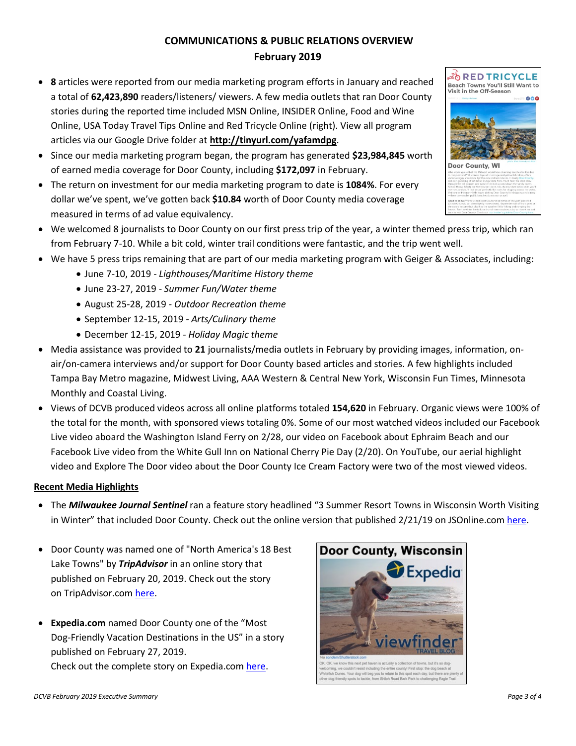# COMMUNICATIONS & PUBLIC RELATIONS OVERVIEW
## February 2019

- **8** articles were reported from our media marketing program efforts in January and reached a total of **62,423,890** readers/listeners/ viewers. A few media outlets that ran Door County stories during the reported time included MSN Online, INSIDER Online, Food and Wine Online, USA Today Travel Tips Online and Red Tricycle Online (right). View all program articles via our Google Drive folder at **http://tinyurl.com/yafamdpg**.
- Since our media marketing program began, the program has generated **$23,984,845** worth of earned media coverage for Door County, including **$172,097** in February.
- The return on investment for our media marketing program to date is **1084%**. For every dollar we've spent, we've gotten back **$10.84** worth of Door County media coverage measured in terms of ad value equivalency.
- We welcomed 8 journalists to Door County on our first press trip of the year, a winter themed press trip, which ran from February 7-10. While a bit cold, winter trail conditions were fantastic, and the trip went well.
- We have 5 press trips remaining that are part of our media marketing program with Geiger & Associates, including:
  - June 7-10, 2019 - *Lighthouses/Maritime History theme*
  - June 23-27, 2019 - *Summer Fun/Water theme*
  - August 25-28, 2019 - *Outdoor Recreation theme*
  - September 12-15, 2019 - *Arts/Culinary theme*
  - December 12-15, 2019 - *Holiday Magic theme*
- Media assistance was provided to **21** journalists/media outlets in February by providing images, information, on-air/on-camera interviews and/or support for Door County based articles and stories. A few highlights included Tampa Bay Metro magazine, Midwest Living, AAA Western & Central New York, Wisconsin Fun Times, Minnesota Monthly and Coastal Living.
- Views of DCVB produced videos across all online platforms totaled **154,620** in February. Organic views were 100% of the total for the month, with sponsored views totaling 0%. Some of our most watched videos included our Facebook Live video aboard the Washington Island Ferry on 2/28, our video on Facebook about Ephraim Beach and our Facebook Live video from the White Gull Inn on National Cherry Pie Day (2/20). On YouTube, our aerial highlight video and Explore The Door video about the Door County Ice Cream Factory were two of the most viewed videos.

**Recent Media Highlights**

- The ***Milwaukee Journal Sentinel*** ran a feature story headlined "3 Summer Resort Towns in Wisconsin Worth Visiting in Winter" that included Door County. Check out the online version that published 2/21/19 on JSOnline.com here.
- Door County was named one of "North America's 18 Best Lake Towns" by ***TripAdvisor*** in an online story that published on February 20, 2019. Check out the story on TripAdvisor.com here.
- **Expedia.com** named Door County one of the "Most Dog-Friendly Vacation Destinations in the US" in a story published on February 27, 2019. Check out the complete story on Expedia.com here.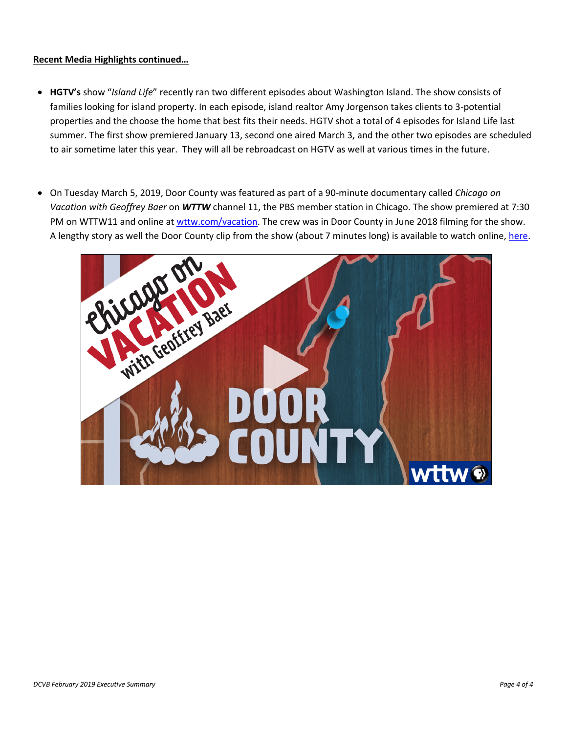**Recent Media Highlights continued…**

- **HGTV's** show "*Island Life*" recently ran two different episodes about Washington Island. The show consists of families looking for island property. In each episode, island realtor Amy Jorgenson takes clients to 3-potential properties and the choose the home that best fits their needs. HGTV shot a total of 4 episodes for Island Life last summer. The first show premiered January 13, second one aired March 3, and the other two episodes are scheduled to air sometime later this year. They will all be rebroadcast on HGTV as well at various times in the future.

- On Tuesday March 5, 2019, Door County was featured as part of a 90-minute documentary called *Chicago on Vacation with Geoffrey Baer* on ***WTTW*** channel 11, the PBS member station in Chicago. The show premiered at 7:30 PM on WTTW11 and online at wttw.com/vacation. The crew was in Door County in June 2018 filming for the show. A lengthy story as well the Door County clip from the show (about 7 minutes long) is available to watch online, here.